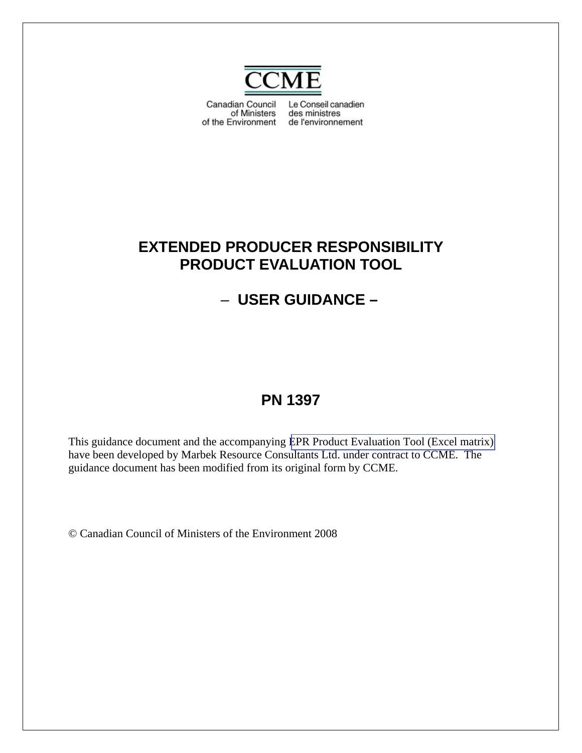CCME

Canadian Council of Ministers of the Environment

Le Conseil canadien des ministres de l'environnement

# EXTENDED PRODUCER RESPONSIBILITY PRODUCT EVALUATION TOOL

## – USER GUIDANCE –

## PN 1397

This guidance document and the accompanying EPR Product Evaluation Tool (Excel matrix) have been developed by Marbek Resource Consultants Ltd. under contract to CCME. The guidance document has been modified from its original form by CCME.

© Canadian Council of Ministers of the Environment 2008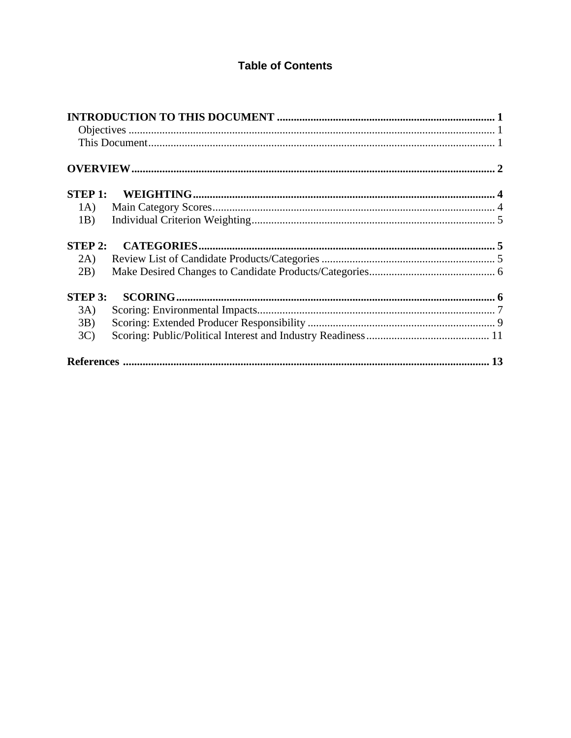## Table of Contents

**INTRODUCTION TO THIS DOCUMENT** ........ **1**
- Objectives ........ 1
- This Document ........ 1

**OVERVIEW** ........ **2**

**STEP 1: WEIGHTING** ........ **4**
- 1A) Main Category Scores ........ 4
- 1B) Individual Criterion Weighting ........ 5

**STEP 2: CATEGORIES** ........ **5**
- 2A) Review List of Candidate Products/Categories ........ 5
- 2B) Make Desired Changes to Candidate Products/Categories ........ 6

**STEP 3: SCORING** ........ **6**
- 3A) Scoring: Environmental Impacts ........ 7
- 3B) Scoring: Extended Producer Responsibility ........ 9
- 3C) Scoring: Public/Political Interest and Industry Readiness ........ 11

**References** ........ **13**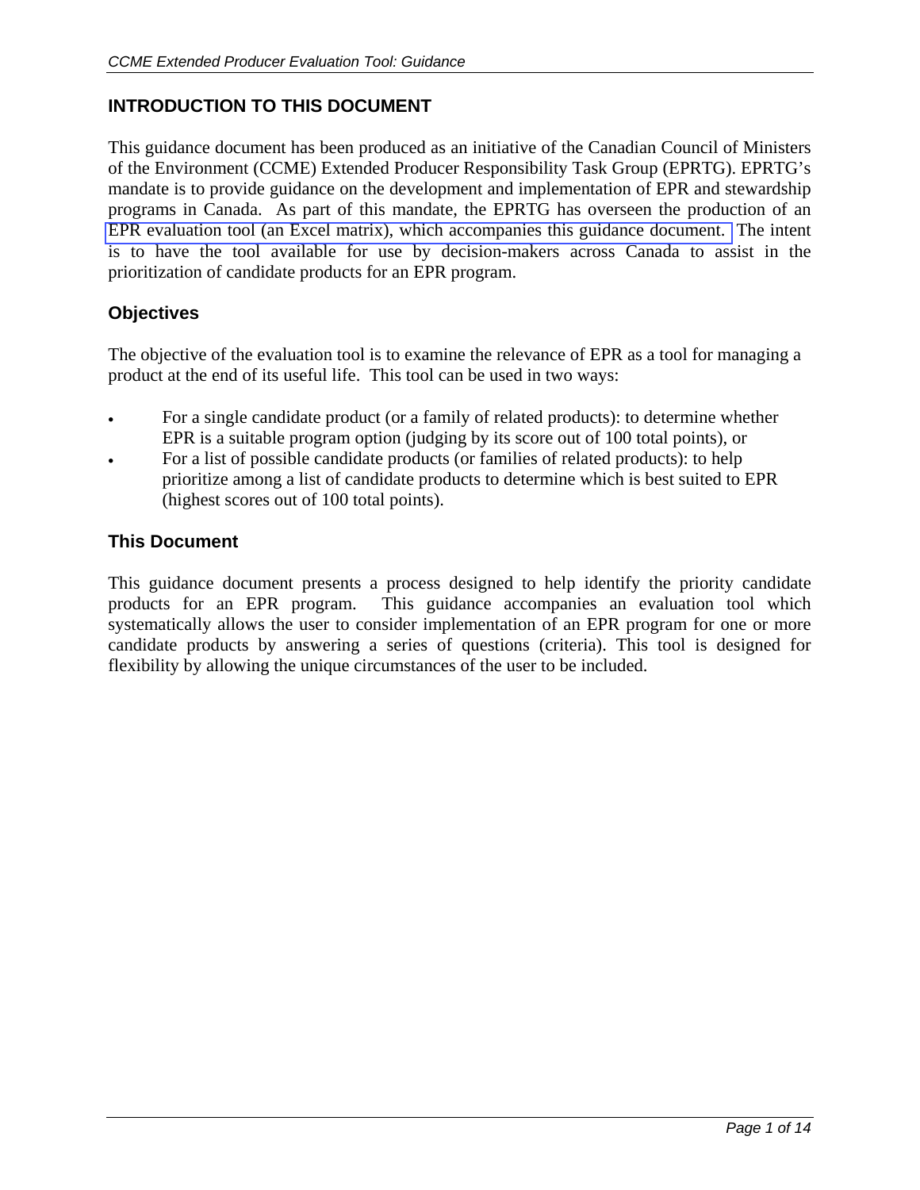## INTRODUCTION TO THIS DOCUMENT

This guidance document has been produced as an initiative of the Canadian Council of Ministers of the Environment (CCME) Extended Producer Responsibility Task Group (EPRTG). EPRTG's mandate is to provide guidance on the development and implementation of EPR and stewardship programs in Canada. As part of this mandate, the EPRTG has overseen the production of an EPR evaluation tool (an Excel matrix), which accompanies this guidance document. The intent is to have the tool available for use by decision-makers across Canada to assist in the prioritization of candidate products for an EPR program.

### Objectives

The objective of the evaluation tool is to examine the relevance of EPR as a tool for managing a product at the end of its useful life. This tool can be used in two ways:

- For a single candidate product (or a family of related products): to determine whether EPR is a suitable program option (judging by its score out of 100 total points), or
- For a list of possible candidate products (or families of related products): to help prioritize among a list of candidate products to determine which is best suited to EPR (highest scores out of 100 total points).

### This Document

This guidance document presents a process designed to help identify the priority candidate products for an EPR program. This guidance accompanies an evaluation tool which systematically allows the user to consider implementation of an EPR program for one or more candidate products by answering a series of questions (criteria). This tool is designed for flexibility by allowing the unique circumstances of the user to be included.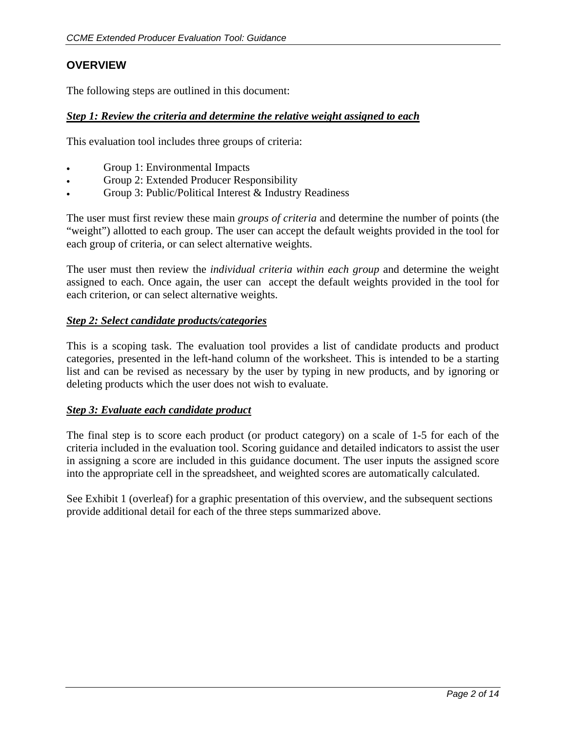## OVERVIEW

The following steps are outlined in this document:

***Step 1: Review the criteria and determine the relative weight assigned to each***

This evaluation tool includes three groups of criteria:

- Group 1: Environmental Impacts
- Group 2: Extended Producer Responsibility
- Group 3: Public/Political Interest & Industry Readiness

The user must first review these main *groups of criteria* and determine the number of points (the "weight") allotted to each group. The user can accept the default weights provided in the tool for each group of criteria, or can select alternative weights.

The user must then review the *individual criteria within each group* and determine the weight assigned to each. Once again, the user can accept the default weights provided in the tool for each criterion, or can select alternative weights.

***Step 2: Select candidate products/categories***

This is a scoping task. The evaluation tool provides a list of candidate products and product categories, presented in the left-hand column of the worksheet. This is intended to be a starting list and can be revised as necessary by the user by typing in new products, and by ignoring or deleting products which the user does not wish to evaluate.

***Step 3: Evaluate each candidate product***

The final step is to score each product (or product category) on a scale of 1-5 for each of the criteria included in the evaluation tool. Scoring guidance and detailed indicators to assist the user in assigning a score are included in this guidance document. The user inputs the assigned score into the appropriate cell in the spreadsheet, and weighted scores are automatically calculated.

See Exhibit 1 (overleaf) for a graphic presentation of this overview, and the subsequent sections provide additional detail for each of the three steps summarized above.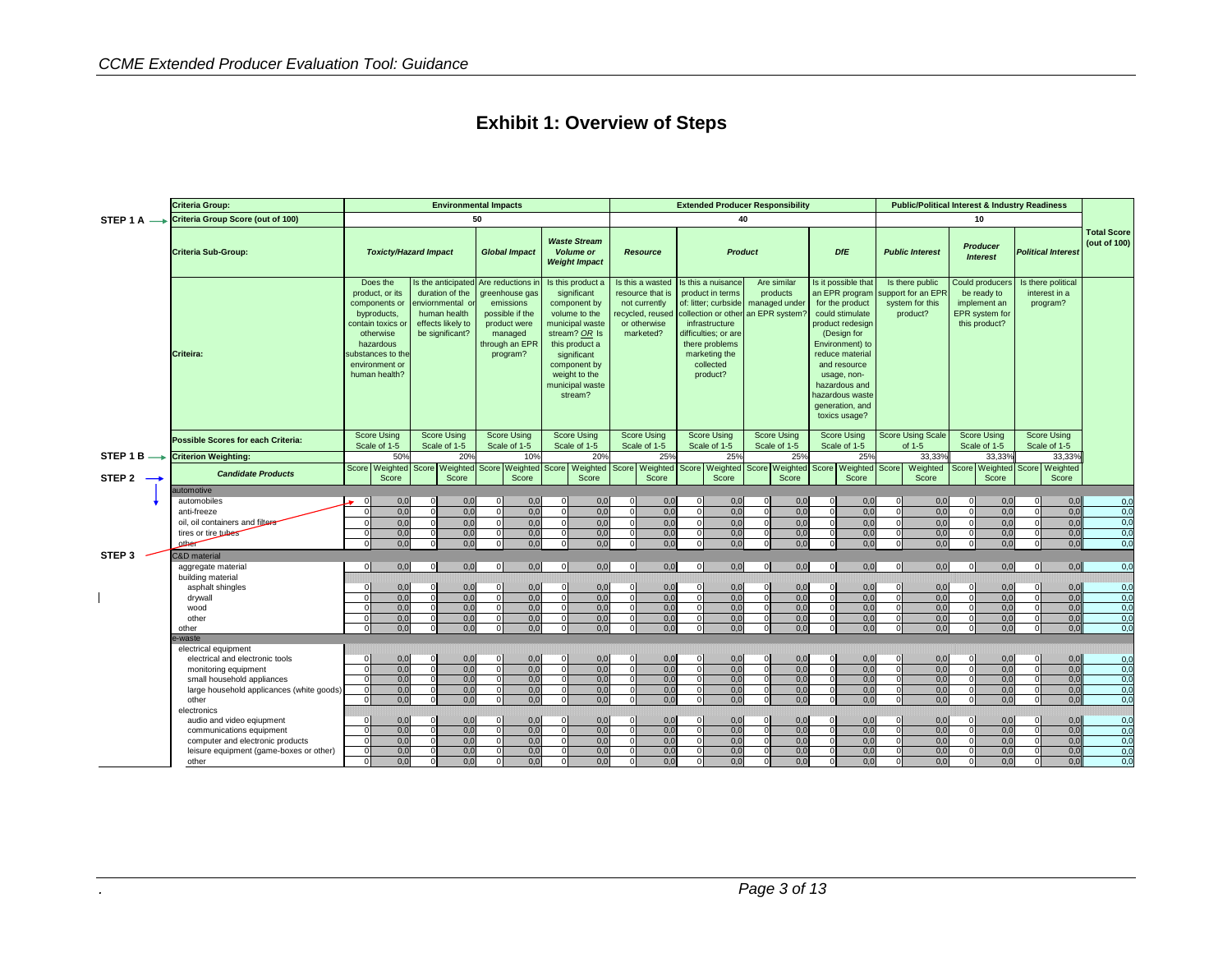# Exhibit 1: Overview of Steps

| Step | Criteria Group: | Environmental Impacts | | | | | | | | Extended Producer Responsibility | | | | | | | | Public/Political Interest & Industry Readiness | | | | | | Total Score (out of 100) |
|---|---|---|---|---|---|---|---|---|---|---|---|---|---|---|---|---|---|---|---|---|---|---|---|---|
| STEP 1 A → | Criteria Group Score (out of 100) | 50 | | | | | | | | 40 | | | | | | | | 10 | | | | | | |
| | Criteria Sub-Group: | *Toxicity/Hazard Impact* | | | | *Global Impact* | | *Waste Stream Volume or Weight Impact* | | *Resource* | | *Product* | | | | *DfE* | | *Public Interest* | | *Producer Interest* | | *Political Interest* | | |
| | Criteira: | Does the product, or its components or byproducts, contain toxics or otherwise hazardous substances to the environment or human health? | | Is the anticipated duration of the enviornmental or human health effects likely to be significant? | | Are reductions in greenhouse gas emissions possible if the product were managed through an EPR program? | | Is this product a significant component by volume to the municipal waste stream? OR Is this product a significant component by weight to the municipal waste stream? | | Is this a wasted resource that is not currently recycled, reused or otherwise marketed? | | Is this a nuisance product in terms of: litter; curbside collection or other infrastructure difficulties; or are there problems marketing the collected product? | | Are similar products managed under an EPR system? | | Is it possible that an EPR program for the product could stimulate product redesign (Design for Environment) to reduce material and resource usage, non-hazardous and hazardous waste generation, and toxics usage? | | Is there public support for an EPR system for this product? | | Could producers be ready to implement an EPR system for this product? | | Is there political interest in a program? | | |
| | Possible Scores for each Criteria: | Score Using Scale of 1-5 | | Score Using Scale of 1-5 | | Score Using Scale of 1-5 | | Score Using Scale of 1-5 | | Score Using Scale of 1-5 | | Score Using Scale of 1-5 | | Score Using Scale of 1-5 | | Score Using Scale of 1-5 | | Score Using Scale of 1-5 | | Score Using Scale of 1-5 | | Score Using Scale of 1-5 | | |
| STEP 1 B → | Criterion Weighting: | | 50% | | 20% | | 10% | | 20% | | 25% | | 25% | | 25% | | 25% | | 33,33% | | 33,33% | | 33,33% | |
| STEP 2 → | **Candidate Products** | Score | Weighted Score | Score | Weighted Score | Score | Weighted Score | Score | Weighted Score | Score | Weighted Score | Score | Weighted Score | Score | Weighted Score | Score | Weighted Score | Score | Weighted Score | Score | Weighted Score | Score | Weighted Score | |
| | automotive | | | | | | | | | | | | | | | | | | | | | | | |
| | automobiles | 0 | 0,0 | 0 | 0,0 | 0 | 0,0 | 0 | 0,0 | 0 | 0,0 | 0 | 0,0 | 0 | 0,0 | 0 | 0,0 | 0 | 0,0 | 0 | 0,0 | 0 | 0,0 | 0,0 |
| | anti-freeze | 0 | 0,0 | 0 | 0,0 | 0 | 0,0 | 0 | 0,0 | 0 | 0,0 | 0 | 0,0 | 0 | 0,0 | 0 | 0,0 | 0 | 0,0 | 0 | 0,0 | 0 | 0,0 | 0,0 |
| | oil, oil containers and filters | 0 | 0,0 | 0 | 0,0 | 0 | 0,0 | 0 | 0,0 | 0 | 0,0 | 0 | 0,0 | 0 | 0,0 | 0 | 0,0 | 0 | 0,0 | 0 | 0,0 | 0 | 0,0 | 0,0 |
| | tires or tire tubes | 0 | 0,0 | 0 | 0,0 | 0 | 0,0 | 0 | 0,0 | 0 | 0,0 | 0 | 0,0 | 0 | 0,0 | 0 | 0,0 | 0 | 0,0 | 0 | 0,0 | 0 | 0,0 | 0,0 |
| STEP 3 | other | 0 | 0,0 | 0 | 0,0 | 0 | 0,0 | 0 | 0,0 | 0 | 0,0 | 0 | 0,0 | 0 | 0,0 | 0 | 0,0 | 0 | 0,0 | 0 | 0,0 | 0 | 0,0 | 0,0 |
| | C&D material | | | | | | | | | | | | | | | | | | | | | | | |
| | aggregate material | 0 | 0,0 | 0 | 0,0 | 0 | 0,0 | 0 | 0,0 | 0 | 0,0 | 0 | 0,0 | 0 | 0,0 | 0 | 0,0 | 0 | 0,0 | 0 | 0,0 | 0 | 0,0 | 0,0 |
| | building material | | | | | | | | | | | | | | | | | | | | | | | |
| | asphalt shingles | 0 | 0,0 | 0 | 0,0 | 0 | 0,0 | 0 | 0,0 | 0 | 0,0 | 0 | 0,0 | 0 | 0,0 | 0 | 0,0 | 0 | 0,0 | 0 | 0,0 | 0 | 0,0 | 0,0 |
| | drywall | 0 | 0,0 | 0 | 0,0 | 0 | 0,0 | 0 | 0,0 | 0 | 0,0 | 0 | 0,0 | 0 | 0,0 | 0 | 0,0 | 0 | 0,0 | 0 | 0,0 | 0 | 0,0 | 0,0 |
| | wood | 0 | 0,0 | 0 | 0,0 | 0 | 0,0 | 0 | 0,0 | 0 | 0,0 | 0 | 0,0 | 0 | 0,0 | 0 | 0,0 | 0 | 0,0 | 0 | 0,0 | 0 | 0,0 | 0,0 |
| | other | 0 | 0,0 | 0 | 0,0 | 0 | 0,0 | 0 | 0,0 | 0 | 0,0 | 0 | 0,0 | 0 | 0,0 | 0 | 0,0 | 0 | 0,0 | 0 | 0,0 | 0 | 0,0 | 0,0 |
| | other | 0 | 0,0 | 0 | 0,0 | 0 | 0,0 | 0 | 0,0 | 0 | 0,0 | 0 | 0,0 | 0 | 0,0 | 0 | 0,0 | 0 | 0,0 | 0 | 0,0 | 0 | 0,0 | 0,0 |
| | e-waste | | | | | | | | | | | | | | | | | | | | | | | |
| | electrical equipment | | | | | | | | | | | | | | | | | | | | | | | |
| | electrical and electronic tools | 0 | 0,0 | 0 | 0,0 | 0 | 0,0 | 0 | 0,0 | 0 | 0,0 | 0 | 0,0 | 0 | 0,0 | 0 | 0,0 | 0 | 0,0 | 0 | 0,0 | 0 | 0,0 | 0,0 |
| | monitoring equipment | 0 | 0,0 | 0 | 0,0 | 0 | 0,0 | 0 | 0,0 | 0 | 0,0 | 0 | 0,0 | 0 | 0,0 | 0 | 0,0 | 0 | 0,0 | 0 | 0,0 | 0 | 0,0 | 0,0 |
| | small household appliances | 0 | 0,0 | 0 | 0,0 | 0 | 0,0 | 0 | 0,0 | 0 | 0,0 | 0 | 0,0 | 0 | 0,0 | 0 | 0,0 | 0 | 0,0 | 0 | 0,0 | 0 | 0,0 | 0,0 |
| | large household applicances (white goods) | 0 | 0,0 | 0 | 0,0 | 0 | 0,0 | 0 | 0,0 | 0 | 0,0 | 0 | 0,0 | 0 | 0,0 | 0 | 0,0 | 0 | 0,0 | 0 | 0,0 | 0 | 0,0 | 0,0 |
| | other | 0 | 0,0 | 0 | 0,0 | 0 | 0,0 | 0 | 0,0 | 0 | 0,0 | 0 | 0,0 | 0 | 0,0 | 0 | 0,0 | 0 | 0,0 | 0 | 0,0 | 0 | 0,0 | 0,0 |
| | electronics | | | | | | | | | | | | | | | | | | | | | | | |
| | audio and video eqiupment | 0 | 0,0 | 0 | 0,0 | 0 | 0,0 | 0 | 0,0 | 0 | 0,0 | 0 | 0,0 | 0 | 0,0 | 0 | 0,0 | 0 | 0,0 | 0 | 0,0 | 0 | 0,0 | 0,0 |
| | communications equipment | 0 | 0,0 | 0 | 0,0 | 0 | 0,0 | 0 | 0,0 | 0 | 0,0 | 0 | 0,0 | 0 | 0,0 | 0 | 0,0 | 0 | 0,0 | 0 | 0,0 | 0 | 0,0 | 0,0 |
| | computer and electronic products | 0 | 0,0 | 0 | 0,0 | 0 | 0,0 | 0 | 0,0 | 0 | 0,0 | 0 | 0,0 | 0 | 0,0 | 0 | 0,0 | 0 | 0,0 | 0 | 0,0 | 0 | 0,0 | 0,0 |
| | leisure equipment (game-boxes or other) | 0 | 0,0 | 0 | 0,0 | 0 | 0,0 | 0 | 0,0 | 0 | 0,0 | 0 | 0,0 | 0 | 0,0 | 0 | 0,0 | 0 | 0,0 | 0 | 0,0 | 0 | 0,0 | 0,0 |
| | other | 0 | 0,0 | 0 | 0,0 | 0 | 0,0 | 0 | 0,0 | 0 | 0,0 | 0 | 0,0 | 0 | 0,0 | 0 | 0,0 | 0 | 0,0 | 0 | 0,0 | 0 | 0,0 | 0,0 |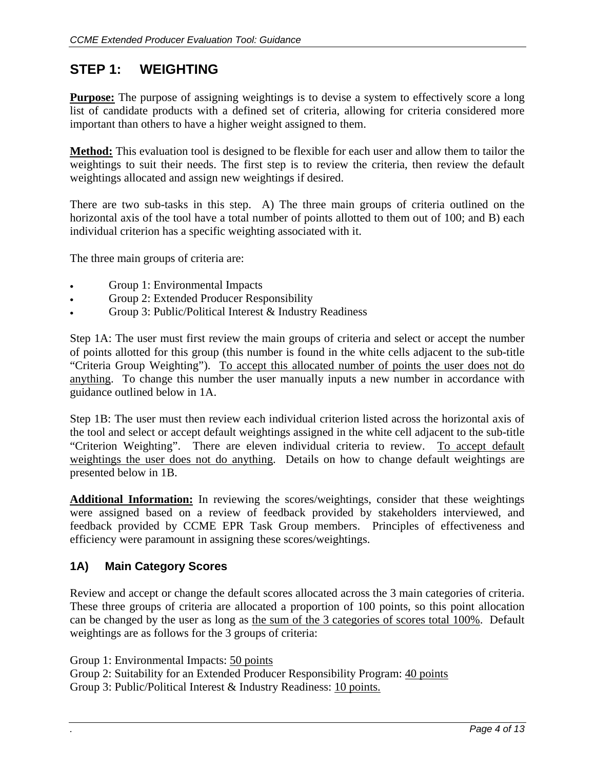## STEP 1: WEIGHTING

**Purpose:** The purpose of assigning weightings is to devise a system to effectively score a long list of candidate products with a defined set of criteria, allowing for criteria considered more important than others to have a higher weight assigned to them.

**Method:** This evaluation tool is designed to be flexible for each user and allow them to tailor the weightings to suit their needs. The first step is to review the criteria, then review the default weightings allocated and assign new weightings if desired.

There are two sub-tasks in this step. A) The three main groups of criteria outlined on the horizontal axis of the tool have a total number of points allotted to them out of 100; and B) each individual criterion has a specific weighting associated with it.

The three main groups of criteria are:

- Group 1: Environmental Impacts
- Group 2: Extended Producer Responsibility
- Group 3: Public/Political Interest & Industry Readiness

Step 1A: The user must first review the main groups of criteria and select or accept the number of points allotted for this group (this number is found in the white cells adjacent to the sub-title "Criteria Group Weighting"). To accept this allocated number of points the user does not do anything. To change this number the user manually inputs a new number in accordance with guidance outlined below in 1A.

Step 1B: The user must then review each individual criterion listed across the horizontal axis of the tool and select or accept default weightings assigned in the white cell adjacent to the sub-title "Criterion Weighting". There are eleven individual criteria to review. To accept default weightings the user does not do anything. Details on how to change default weightings are presented below in 1B.

**Additional Information:** In reviewing the scores/weightings, consider that these weightings were assigned based on a review of feedback provided by stakeholders interviewed, and feedback provided by CCME EPR Task Group members. Principles of effectiveness and efficiency were paramount in assigning these scores/weightings.

### 1A) Main Category Scores

Review and accept or change the default scores allocated across the 3 main categories of criteria. These three groups of criteria are allocated a proportion of 100 points, so this point allocation can be changed by the user as long as the sum of the 3 categories of scores total 100%. Default weightings are as follows for the 3 groups of criteria:

Group 1: Environmental Impacts: 50 points
Group 2: Suitability for an Extended Producer Responsibility Program: 40 points
Group 3: Public/Political Interest & Industry Readiness: 10 points.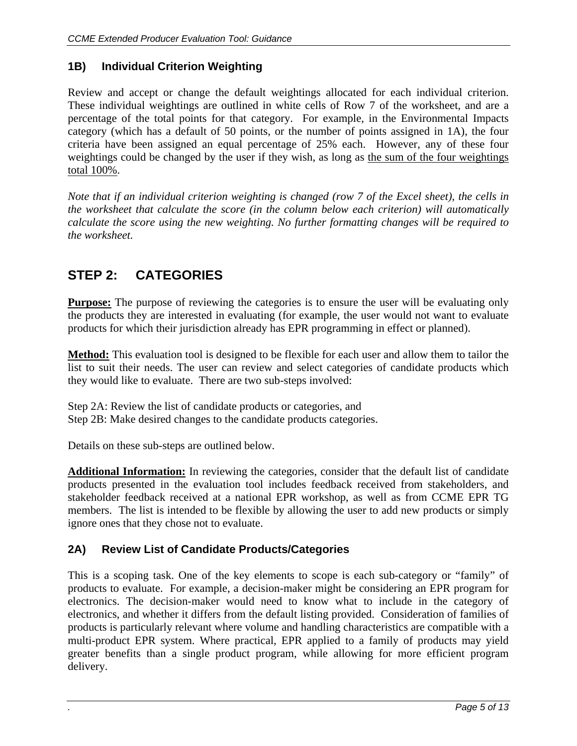### 1B) Individual Criterion Weighting

Review and accept or change the default weightings allocated for each individual criterion. These individual weightings are outlined in white cells of Row 7 of the worksheet, and are a percentage of the total points for that category. For example, in the Environmental Impacts category (which has a default of 50 points, or the number of points assigned in 1A), the four criteria have been assigned an equal percentage of 25% each. However, any of these four weightings could be changed by the user if they wish, as long as <u>the sum of the four weightings total 100%</u>.

*Note that if an individual criterion weighting is changed (row 7 of the Excel sheet), the cells in the worksheet that calculate the score (in the column below each criterion) will automatically calculate the score using the new weighting. No further formatting changes will be required to the worksheet.*

## STEP 2: CATEGORIES

**<u>Purpose:</u>** The purpose of reviewing the categories is to ensure the user will be evaluating only the products they are interested in evaluating (for example, the user would not want to evaluate products for which their jurisdiction already has EPR programming in effect or planned).

**<u>Method:</u>** This evaluation tool is designed to be flexible for each user and allow them to tailor the list to suit their needs. The user can review and select categories of candidate products which they would like to evaluate. There are two sub-steps involved:

Step 2A: Review the list of candidate products or categories, and
Step 2B: Make desired changes to the candidate products categories.

Details on these sub-steps are outlined below.

**<u>Additional Information:</u>** In reviewing the categories, consider that the default list of candidate products presented in the evaluation tool includes feedback received from stakeholders, and stakeholder feedback received at a national EPR workshop, as well as from CCME EPR TG members. The list is intended to be flexible by allowing the user to add new products or simply ignore ones that they chose not to evaluate.

### 2A) Review List of Candidate Products/Categories

This is a scoping task. One of the key elements to scope is each sub-category or "family" of products to evaluate. For example, a decision-maker might be considering an EPR program for electronics. The decision-maker would need to know what to include in the category of electronics, and whether it differs from the default listing provided. Consideration of families of products is particularly relevant where volume and handling characteristics are compatible with a multi-product EPR system. Where practical, EPR applied to a family of products may yield greater benefits than a single product program, while allowing for more efficient program delivery.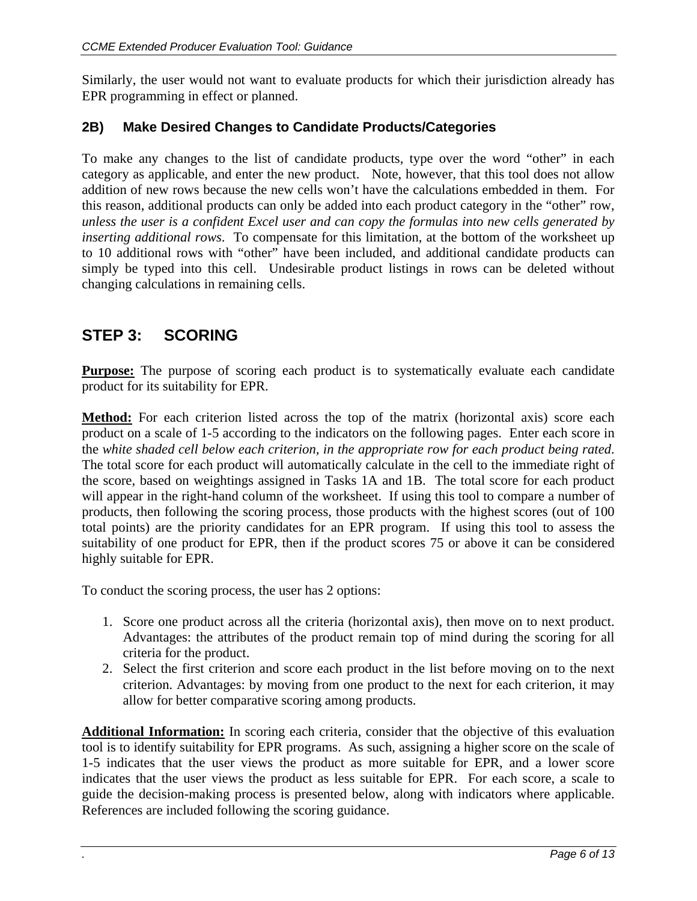Similarly, the user would not want to evaluate products for which their jurisdiction already has EPR programming in effect or planned.

### 2B) Make Desired Changes to Candidate Products/Categories

To make any changes to the list of candidate products, type over the word "other" in each category as applicable, and enter the new product. Note, however, that this tool does not allow addition of new rows because the new cells won't have the calculations embedded in them. For this reason, additional products can only be added into each product category in the "other" row, *unless the user is a confident Excel user and can copy the formulas into new cells generated by inserting additional rows*. To compensate for this limitation, at the bottom of the worksheet up to 10 additional rows with "other" have been included, and additional candidate products can simply be typed into this cell. Undesirable product listings in rows can be deleted without changing calculations in remaining cells.

## STEP 3: SCORING

**Purpose:** The purpose of scoring each product is to systematically evaluate each candidate product for its suitability for EPR.

**Method:** For each criterion listed across the top of the matrix (horizontal axis) score each product on a scale of 1-5 according to the indicators on the following pages. Enter each score in the *white shaded cell below each criterion, in the appropriate row for each product being rated*. The total score for each product will automatically calculate in the cell to the immediate right of the score, based on weightings assigned in Tasks 1A and 1B. The total score for each product will appear in the right-hand column of the worksheet. If using this tool to compare a number of products, then following the scoring process, those products with the highest scores (out of 100 total points) are the priority candidates for an EPR program. If using this tool to assess the suitability of one product for EPR, then if the product scores 75 or above it can be considered highly suitable for EPR.

To conduct the scoring process, the user has 2 options:

1. Score one product across all the criteria (horizontal axis), then move on to next product. Advantages: the attributes of the product remain top of mind during the scoring for all criteria for the product.
2. Select the first criterion and score each product in the list before moving on to the next criterion. Advantages: by moving from one product to the next for each criterion, it may allow for better comparative scoring among products.

**Additional Information:** In scoring each criteria, consider that the objective of this evaluation tool is to identify suitability for EPR programs. As such, assigning a higher score on the scale of 1-5 indicates that the user views the product as more suitable for EPR, and a lower score indicates that the user views the product as less suitable for EPR. For each score, a scale to guide the decision-making process is presented below, along with indicators where applicable. References are included following the scoring guidance.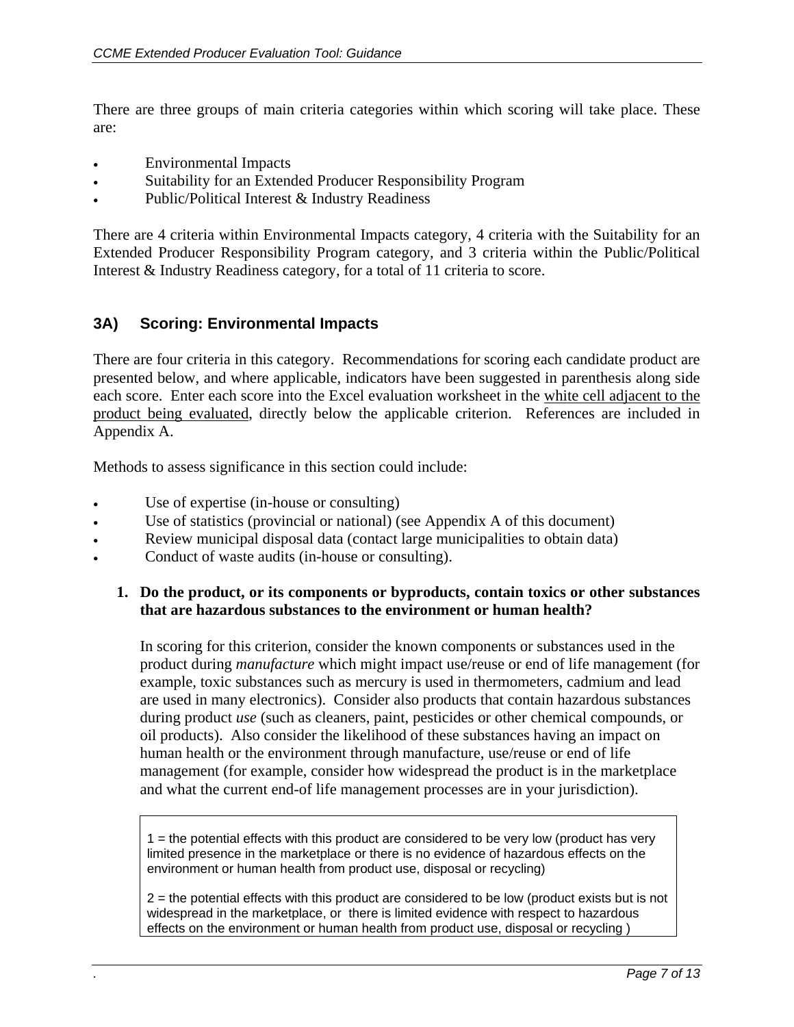There are three groups of main criteria categories within which scoring will take place. These are:

- Environmental Impacts
- Suitability for an Extended Producer Responsibility Program
- Public/Political Interest & Industry Readiness

There are 4 criteria within Environmental Impacts category, 4 criteria with the Suitability for an Extended Producer Responsibility Program category, and 3 criteria within the Public/Political Interest & Industry Readiness category, for a total of 11 criteria to score.

### 3A) Scoring: Environmental Impacts

There are four criteria in this category. Recommendations for scoring each candidate product are presented below, and where applicable, indicators have been suggested in parenthesis along side each score. Enter each score into the Excel evaluation worksheet in the <u>white cell adjacent to the product being evaluated</u>, directly below the applicable criterion. References are included in Appendix A.

Methods to assess significance in this section could include:

- Use of expertise (in-house or consulting)
- Use of statistics (provincial or national) (see Appendix A of this document)
- Review municipal disposal data (contact large municipalities to obtain data)
- Conduct of waste audits (in-house or consulting).

1. **Do the product, or its components or byproducts, contain toxics or other substances that are hazardous substances to the environment or human health?**

   In scoring for this criterion, consider the known components or substances used in the product during *manufacture* which might impact use/reuse or end of life management (for example, toxic substances such as mercury is used in thermometers, cadmium and lead are used in many electronics). Consider also products that contain hazardous substances during product *use* (such as cleaners, paint, pesticides or other chemical compounds, or oil products). Also consider the likelihood of these substances having an impact on human health or the environment through manufacture, use/reuse or end of life management (for example, consider how widespread the product is in the marketplace and what the current end-of life management processes are in your jurisdiction).

   > 1 = the potential effects with this product are considered to be very low (product has very limited presence in the marketplace or there is no evidence of hazardous effects on the environment or human health from product use, disposal or recycling)
   >
   > 2 = the potential effects with this product are considered to be low (product exists but is not widespread in the marketplace, or there is limited evidence with respect to hazardous effects on the environment or human health from product use, disposal or recycling )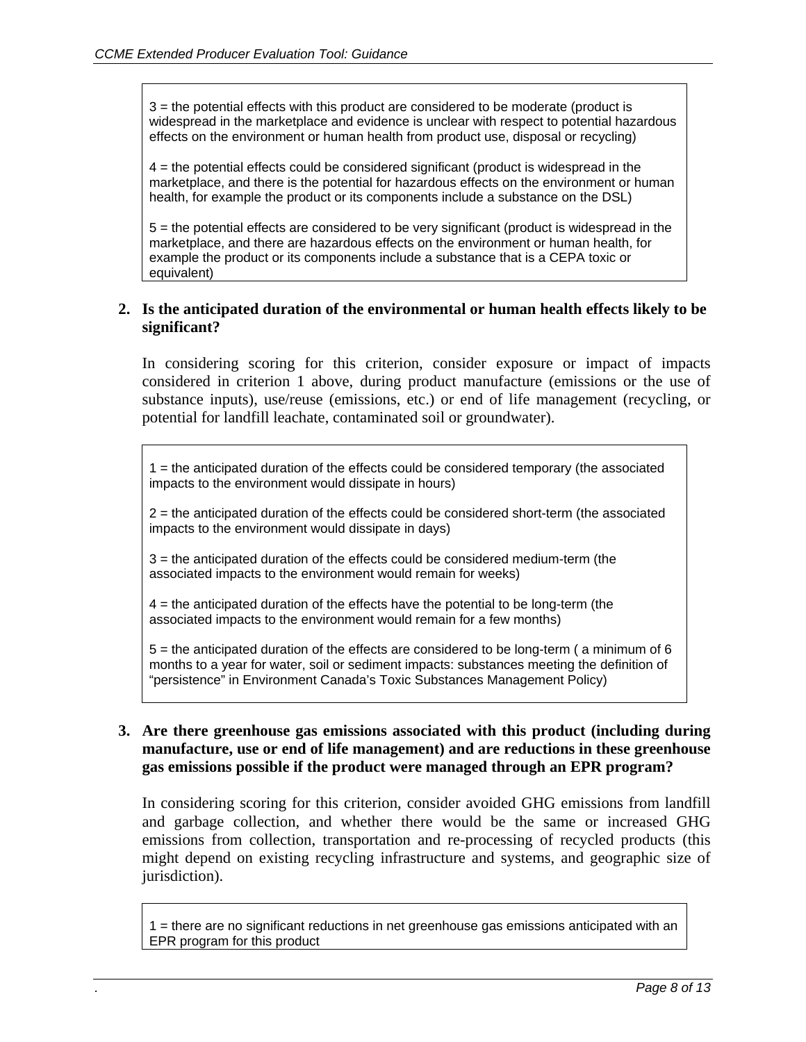3 = the potential effects with this product are considered to be moderate (product is widespread in the marketplace and evidence is unclear with respect to potential hazardous effects on the environment or human health from product use, disposal or recycling)

4 = the potential effects could be considered significant (product is widespread in the marketplace, and there is the potential for hazardous effects on the environment or human health, for example the product or its components include a substance on the DSL)

5 = the potential effects are considered to be very significant (product is widespread in the marketplace, and there are hazardous effects on the environment or human health, for example the product or its components include a substance that is a CEPA toxic or equivalent)

**2. Is the anticipated duration of the environmental or human health effects likely to be significant?**

In considering scoring for this criterion, consider exposure or impact of impacts considered in criterion 1 above, during product manufacture (emissions or the use of substance inputs), use/reuse (emissions, etc.) or end of life management (recycling, or potential for landfill leachate, contaminated soil or groundwater).

1 = the anticipated duration of the effects could be considered temporary (the associated impacts to the environment would dissipate in hours)

2 = the anticipated duration of the effects could be considered short-term (the associated impacts to the environment would dissipate in days)

3 = the anticipated duration of the effects could be considered medium-term (the associated impacts to the environment would remain for weeks)

4 = the anticipated duration of the effects have the potential to be long-term (the associated impacts to the environment would remain for a few months)

5 = the anticipated duration of the effects are considered to be long-term ( a minimum of 6 months to a year for water, soil or sediment impacts: substances meeting the definition of "persistence" in Environment Canada's Toxic Substances Management Policy)

**3. Are there greenhouse gas emissions associated with this product (including during manufacture, use or end of life management) and are reductions in these greenhouse gas emissions possible if the product were managed through an EPR program?**

In considering scoring for this criterion, consider avoided GHG emissions from landfill and garbage collection, and whether there would be the same or increased GHG emissions from collection, transportation and re-processing of recycled products (this might depend on existing recycling infrastructure and systems, and geographic size of jurisdiction).

1 = there are no significant reductions in net greenhouse gas emissions anticipated with an EPR program for this product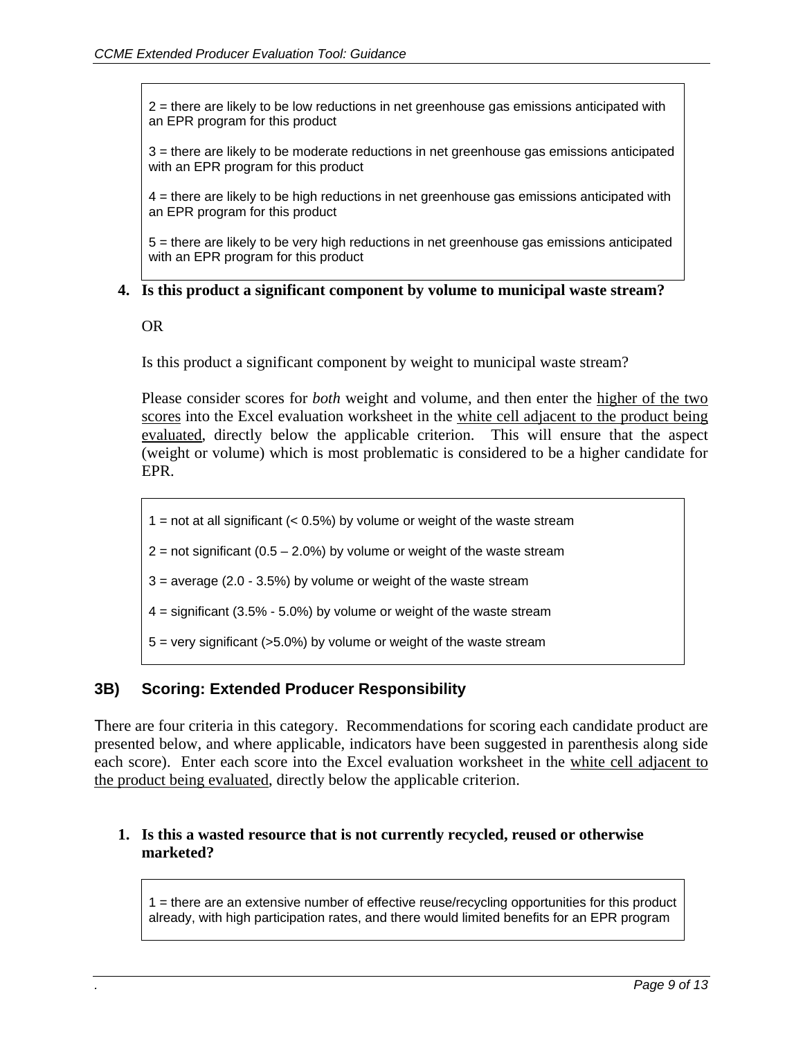> 2 = there are likely to be low reductions in net greenhouse gas emissions anticipated with an EPR program for this product
>
> 3 = there are likely to be moderate reductions in net greenhouse gas emissions anticipated with an EPR program for this product
>
> 4 = there are likely to be high reductions in net greenhouse gas emissions anticipated with an EPR program for this product
>
> 5 = there are likely to be very high reductions in net greenhouse gas emissions anticipated with an EPR program for this product

**4. Is this product a significant component by volume to municipal waste stream?**

OR

Is this product a significant component by weight to municipal waste stream?

Please consider scores for *both* weight and volume, and then enter the higher of the two scores into the Excel evaluation worksheet in the white cell adjacent to the product being evaluated, directly below the applicable criterion. This will ensure that the aspect (weight or volume) which is most problematic is considered to be a higher candidate for EPR.

> 1 = not at all significant (< 0.5%) by volume or weight of the waste stream
>
> 2 = not significant (0.5 – 2.0%) by volume or weight of the waste stream
>
> 3 = average (2.0 - 3.5%) by volume or weight of the waste stream
>
> 4 = significant (3.5% - 5.0%) by volume or weight of the waste stream
>
> 5 = very significant (>5.0%) by volume or weight of the waste stream

## 3B) Scoring: Extended Producer Responsibility

There are four criteria in this category. Recommendations for scoring each candidate product are presented below, and where applicable, indicators have been suggested in parenthesis along side each score). Enter each score into the Excel evaluation worksheet in the white cell adjacent to the product being evaluated, directly below the applicable criterion.

**1. Is this a wasted resource that is not currently recycled, reused or otherwise marketed?**

> 1 = there are an extensive number of effective reuse/recycling opportunities for this product already, with high participation rates, and there would limited benefits for an EPR program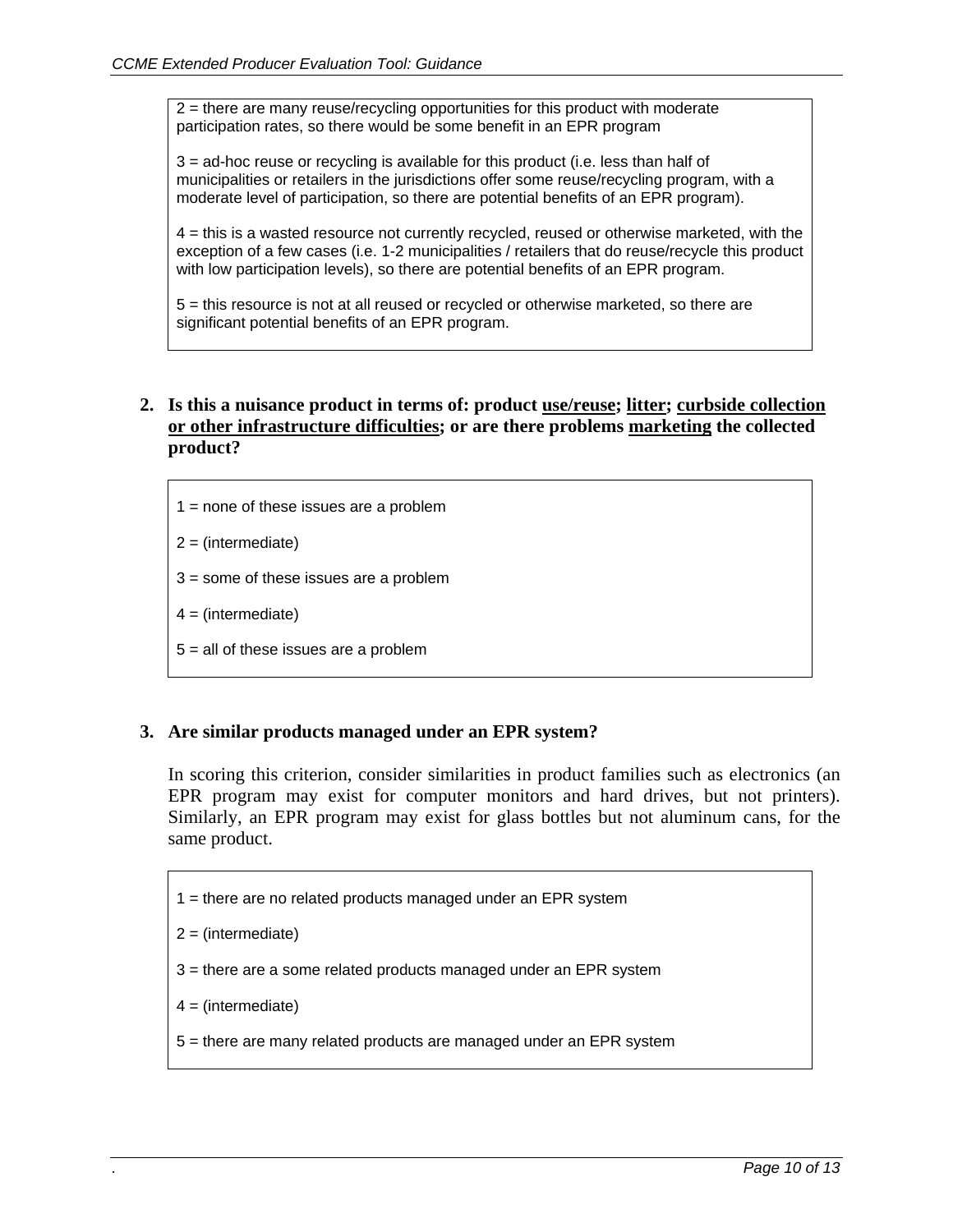2 = there are many reuse/recycling opportunities for this product with moderate participation rates, so there would be some benefit in an EPR program

3 = ad-hoc reuse or recycling is available for this product (i.e. less than half of municipalities or retailers in the jurisdictions offer some reuse/recycling program, with a moderate level of participation, so there are potential benefits of an EPR program).

4 = this is a wasted resource not currently recycled, reused or otherwise marketed, with the exception of a few cases (i.e. 1-2 municipalities / retailers that do reuse/recycle this product with low participation levels), so there are potential benefits of an EPR program.

5 = this resource is not at all reused or recycled or otherwise marketed, so there are significant potential benefits of an EPR program.

**2. Is this a nuisance product in terms of: product <u>use/reuse</u>; <u>litter</u>; <u>curbside collection or other infrastructure difficulties</u>; or are there problems <u>marketing</u> the collected product?**

1 = none of these issues are a problem

2 = (intermediate)

3 = some of these issues are a problem

4 = (intermediate)

5 = all of these issues are a problem

**3. Are similar products managed under an EPR system?**

In scoring this criterion, consider similarities in product families such as electronics (an EPR program may exist for computer monitors and hard drives, but not printers). Similarly, an EPR program may exist for glass bottles but not aluminum cans, for the same product.

1 = there are no related products managed under an EPR system

2 = (intermediate)

3 = there are a some related products managed under an EPR system

4 = (intermediate)

5 = there are many related products are managed under an EPR system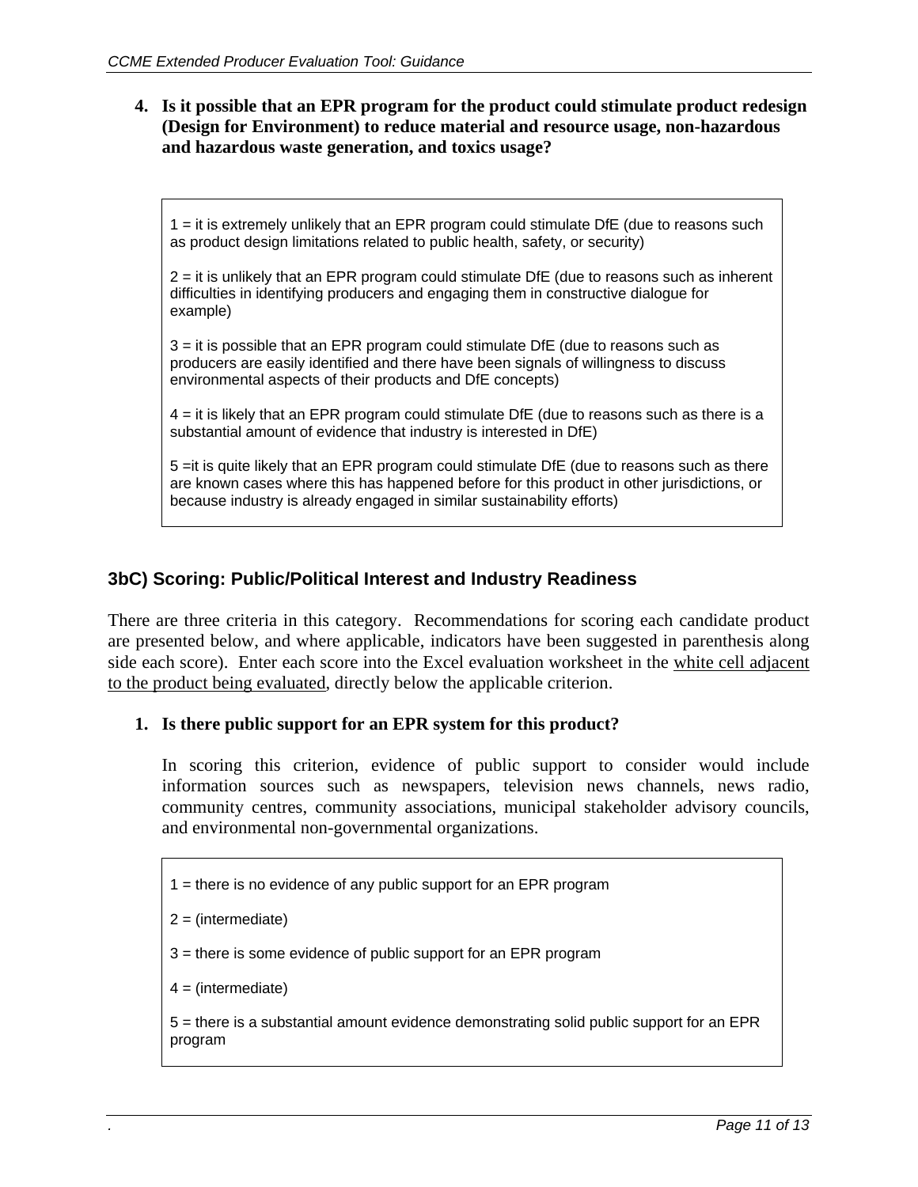**4. Is it possible that an EPR program for the product could stimulate product redesign (Design for Environment) to reduce material and resource usage, non-hazardous and hazardous waste generation, and toxics usage?**

> 1 = it is extremely unlikely that an EPR program could stimulate DfE (due to reasons such as product design limitations related to public health, safety, or security)
>
> 2 = it is unlikely that an EPR program could stimulate DfE (due to reasons such as inherent difficulties in identifying producers and engaging them in constructive dialogue for example)
>
> 3 = it is possible that an EPR program could stimulate DfE (due to reasons such as producers are easily identified and there have been signals of willingness to discuss environmental aspects of their products and DfE concepts)
>
> 4 = it is likely that an EPR program could stimulate DfE (due to reasons such as there is a substantial amount of evidence that industry is interested in DfE)
>
> 5 =it is quite likely that an EPR program could stimulate DfE (due to reasons such as there are known cases where this has happened before for this product in other jurisdictions, or because industry is already engaged in similar sustainability efforts)

### 3bC) Scoring: Public/Political Interest and Industry Readiness

There are three criteria in this category. Recommendations for scoring each candidate product are presented below, and where applicable, indicators have been suggested in parenthesis along side each score). Enter each score into the Excel evaluation worksheet in the <u>white cell adjacent to the product being evaluated</u>, directly below the applicable criterion.

**1. Is there public support for an EPR system for this product?**

In scoring this criterion, evidence of public support to consider would include information sources such as newspapers, television news channels, news radio, community centres, community associations, municipal stakeholder advisory councils, and environmental non-governmental organizations.

> 1 = there is no evidence of any public support for an EPR program
>
> 2 = (intermediate)
>
> 3 = there is some evidence of public support for an EPR program
>
> 4 = (intermediate)
>
> 5 = there is a substantial amount evidence demonstrating solid public support for an EPR program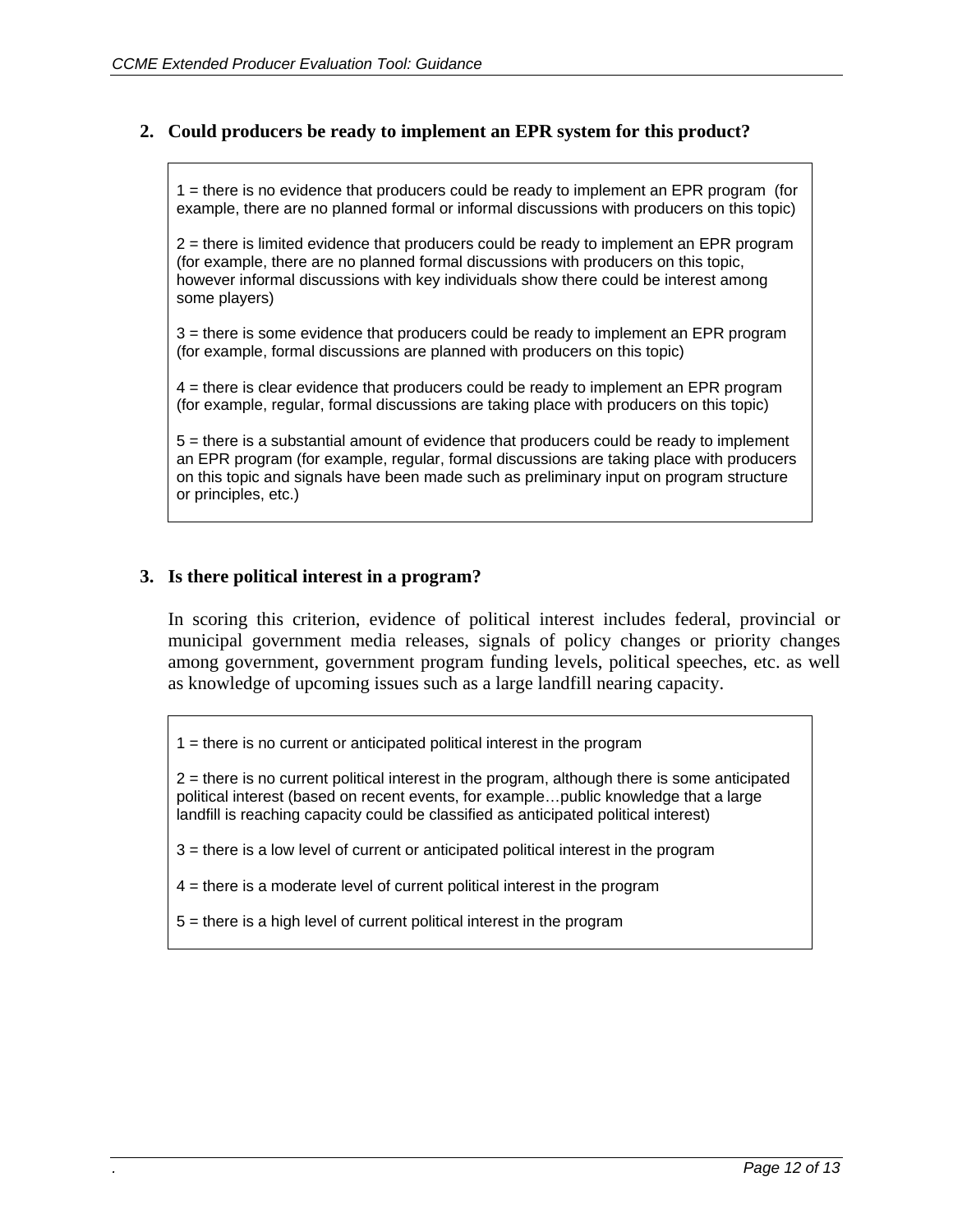**2. Could producers be ready to implement an EPR system for this product?**

1 = there is no evidence that producers could be ready to implement an EPR program (for example, there are no planned formal or informal discussions with producers on this topic)

2 = there is limited evidence that producers could be ready to implement an EPR program (for example, there are no planned formal discussions with producers on this topic, however informal discussions with key individuals show there could be interest among some players)

3 = there is some evidence that producers could be ready to implement an EPR program (for example, formal discussions are planned with producers on this topic)

4 = there is clear evidence that producers could be ready to implement an EPR program (for example, regular, formal discussions are taking place with producers on this topic)

5 = there is a substantial amount of evidence that producers could be ready to implement an EPR program (for example, regular, formal discussions are taking place with producers on this topic and signals have been made such as preliminary input on program structure or principles, etc.)

**3. Is there political interest in a program?**

In scoring this criterion, evidence of political interest includes federal, provincial or municipal government media releases, signals of policy changes or priority changes among government, government program funding levels, political speeches, etc. as well as knowledge of upcoming issues such as a large landfill nearing capacity.

1 = there is no current or anticipated political interest in the program

2 = there is no current political interest in the program, although there is some anticipated political interest (based on recent events, for example…public knowledge that a large landfill is reaching capacity could be classified as anticipated political interest)

3 = there is a low level of current or anticipated political interest in the program

4 = there is a moderate level of current political interest in the program

5 = there is a high level of current political interest in the program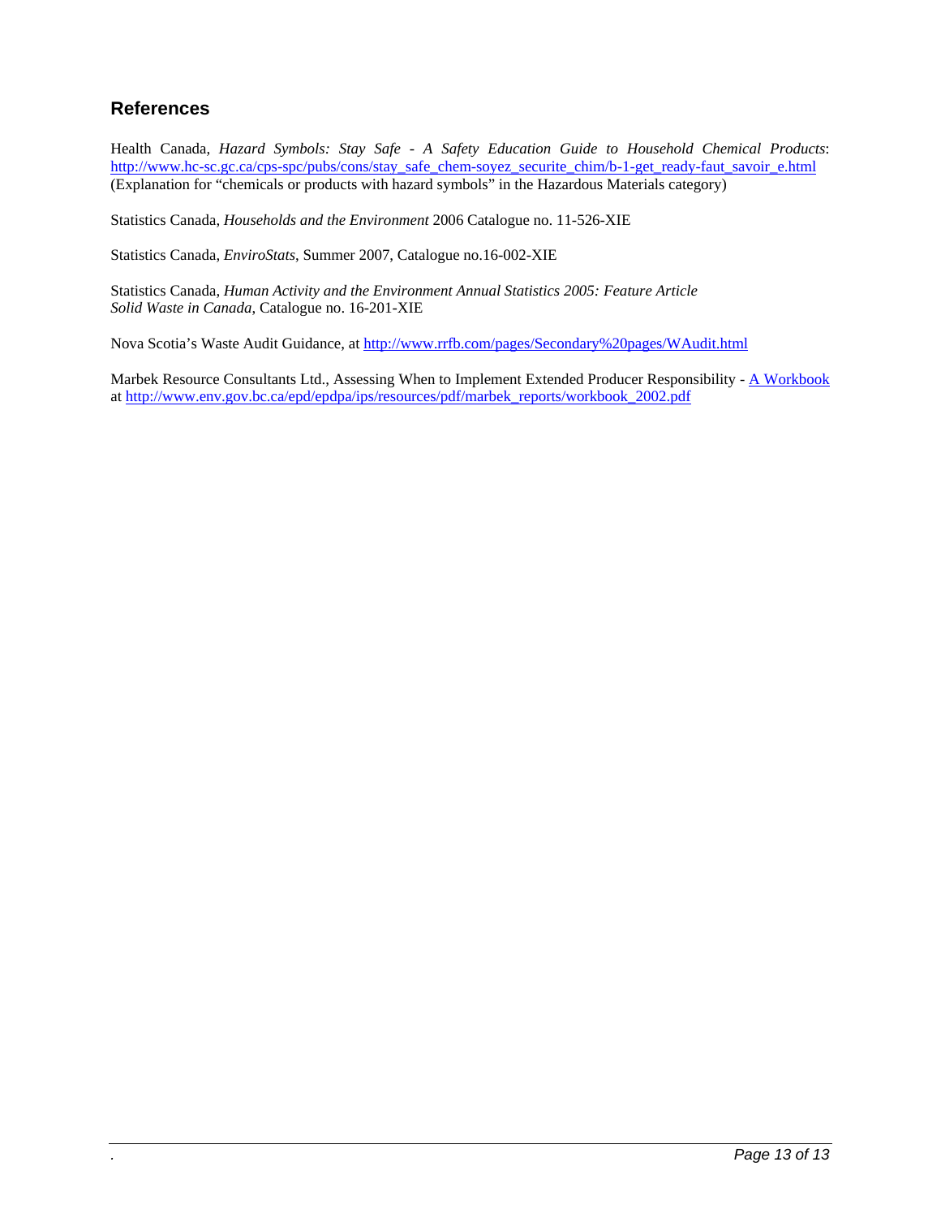## References

Health Canada, *Hazard Symbols: Stay Safe - A Safety Education Guide to Household Chemical Products*: http://www.hc-sc.gc.ca/cps-spc/pubs/cons/stay_safe_chem-soyez_securite_chim/b-1-get_ready-faut_savoir_e.html (Explanation for "chemicals or products with hazard symbols" in the Hazardous Materials category)

Statistics Canada, *Households and the Environment* 2006 Catalogue no. 11-526-XIE

Statistics Canada, *EnviroStats*, Summer 2007, Catalogue no.16-002-XIE

Statistics Canada, *Human Activity and the Environment Annual Statistics 2005: Feature Article Solid Waste in Canada*, Catalogue no. 16-201-XIE

Nova Scotia's Waste Audit Guidance, at http://www.rrfb.com/pages/Secondary%20pages/WAudit.html

Marbek Resource Consultants Ltd., Assessing When to Implement Extended Producer Responsibility - A Workbook at http://www.env.gov.bc.ca/epd/epdpa/ips/resources/pdf/marbek_reports/workbook_2002.pdf